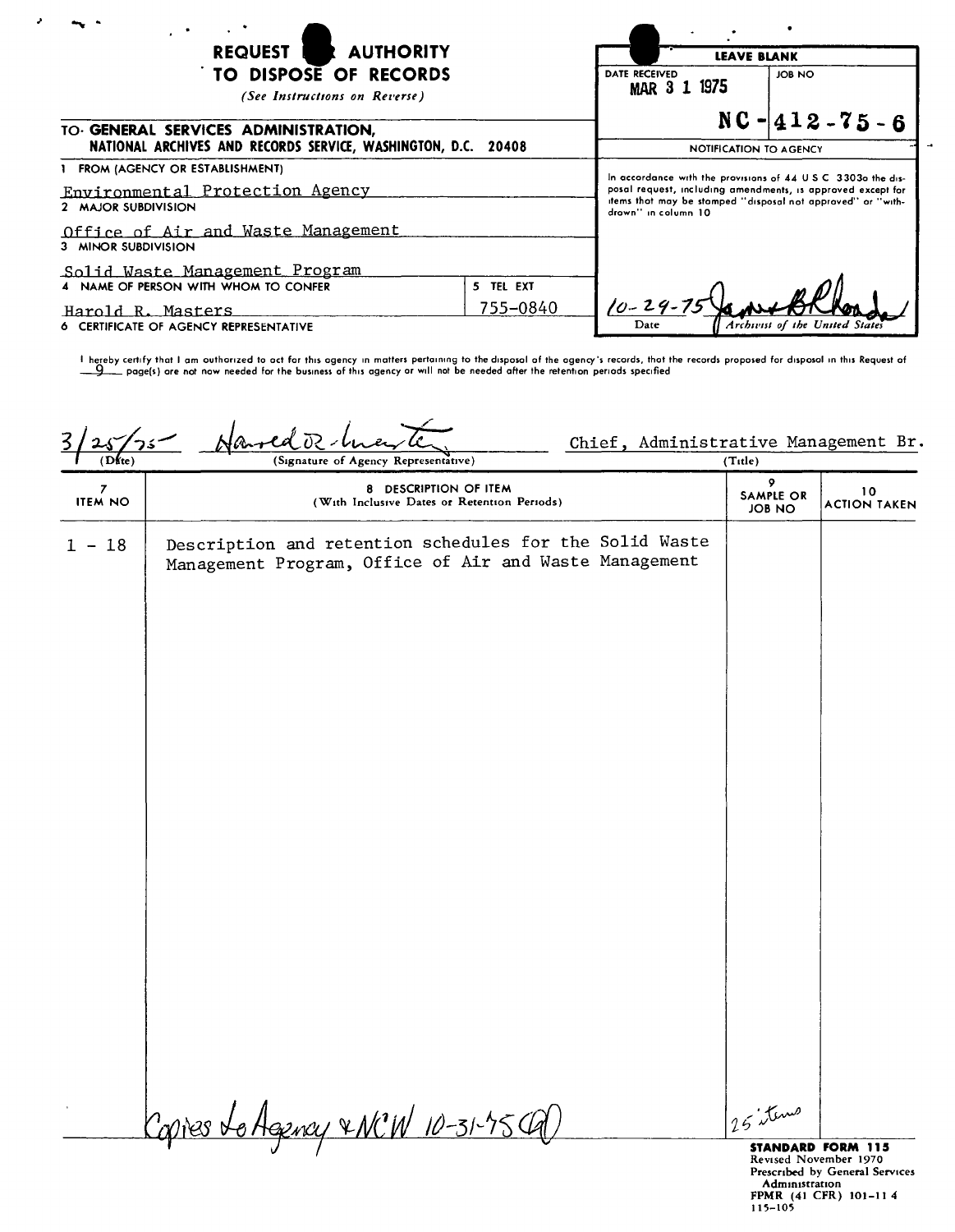# REQUEST FOR AUTHORITY TO DISPOSE OF RECORDS

*(See Instructions on Reverse)*

| LEAVE BLANK | |
|---|---|
| DATE RECEIVED: MAR 3 1 1975 | JOB NO: NC-412-75-6 |

**NOTIFICATION TO AGENCY**

In accordance with the provisions of 44 U S C 3303a the disposal request, including amendments, is approved except for items that may be stamped "disposal not approved" or "withdrawn" in column 10

10-29-75 — Date — *Archivist of the United States*

**TO: GENERAL SERVICES ADMINISTRATION, NATIONAL ARCHIVES AND RECORDS SERVICE, WASHINGTON, D.C. 20408**

1 FROM (AGENCY OR ESTABLISHMENT)
Environmental Protection Agency

2 MAJOR SUBDIVISION
Office of Air and Waste Management

3 MINOR SUBDIVISION
Solid Waste Management Program

4 NAME OF PERSON WITH WHOM TO CONFER
Harold R. Masters

5 TEL EXT
755-0840

6 CERTIFICATE OF AGENCY REPRESENTATIVE

I hereby certify that I am authorized to act for this agency in matters pertaining to the disposal of the agency's records, that the records proposed for disposal in this Request of 9 page(s) are not now needed for the business of this agency or will not be needed after the retention periods specified

3/25/75 — (Date)
Harold R. Masters — (Signature of Agency Representative)
Chief, Administrative Management Br. — (Title)

| 7 ITEM NO | 8 DESCRIPTION OF ITEM (With Inclusive Dates or Retention Periods) | 9 SAMPLE OR JOB NO | 10 ACTION TAKEN |
|---|---|---|---|
| 1 - 18 | Description and retention schedules for the Solid Waste Management Program, Office of Air and Waste Management | | |
| | Copies to Agency & NCW 10-31-75 | 25 items | |

**STANDARD FORM 115**
Revised November 1970
Prescribed by General Services Administration
FPMR (41 CFR) 101-11 4
115-105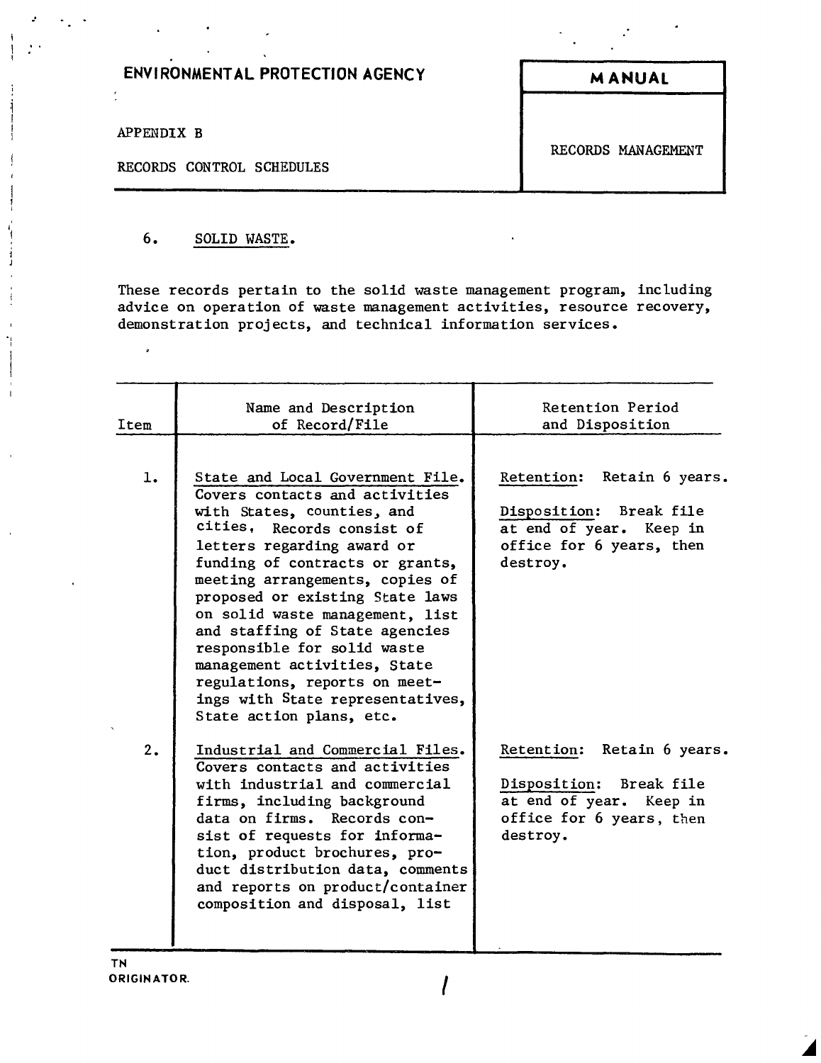ENVIRONMENTAL PROTECTION AGENCY

APPENDIX B

RECORDS CONTROL SCHEDULES

**MANUAL**

RECORDS MANAGEMENT

6. SOLID WASTE.

These records pertain to the solid waste management program, including advice on operation of waste management activities, resource recovery, demonstration projects, and technical information services.

| Item | Name and Description of Record/File | Retention Period and Disposition |
|---|---|---|
| 1. | State and Local Government File. Covers contacts and activities with States, counties, and cities. Records consist of letters regarding award or funding of contracts or grants, meeting arrangements, copies of proposed or existing State laws on solid waste management, list and staffing of State agencies responsible for solid waste management activities, State regulations, reports on meetings with State representatives, State action plans, etc. | Retention: Retain 6 years.<br><br>Disposition: Break file at end of year. Keep in office for 6 years, then destroy. |
| 2. | Industrial and Commercial Files. Covers contacts and activities with industrial and commercial firms, including background data on firms. Records consist of requests for information, product brochures, product distribution data, comments and reports on product/container composition and disposal, list | Retention: Retain 6 years.<br><br>Disposition: Break file at end of year. Keep in office for 6 years, then destroy. |

TN

ORIGINATOR.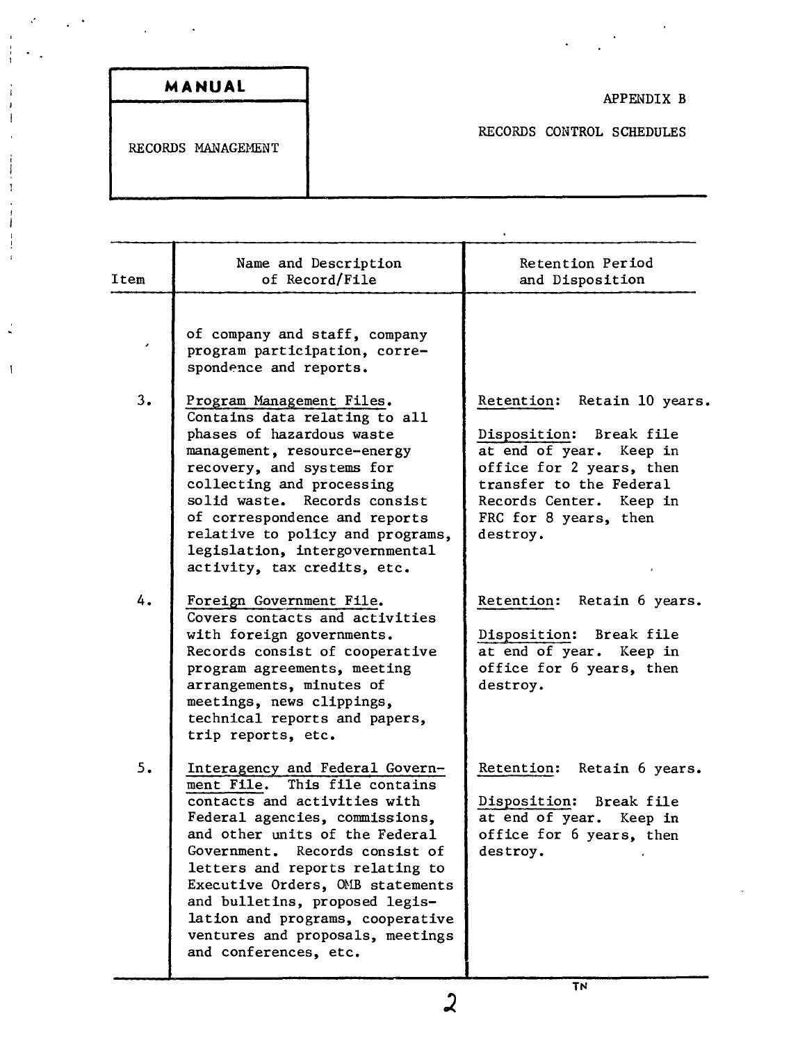| Item | Name and Description of Record/File | Retention Period and Disposition |
|---|---|---|
| | of company and staff, company program participation, correspondence and reports. | |
| 3. | Program Management Files. Contains data relating to all phases of hazardous waste management, resource-energy recovery, and systems for collecting and processing solid waste. Records consist of correspondence and reports relative to policy and programs, legislation, intergovernmental activity, tax credits, etc. | Retention: Retain 10 years.<br><br>Disposition: Break file at end of year. Keep in office for 2 years, then transfer to the Federal Records Center. Keep in FRC for 8 years, then destroy. |
| 4. | Foreign Government File. Covers contacts and activities with foreign governments. Records consist of cooperative program agreements, meeting arrangements, minutes of meetings, news clippings, technical reports and papers, trip reports, etc. | Retention: Retain 6 years.<br><br>Disposition: Break file at end of year. Keep in office for 6 years, then destroy. |
| 5. | Interagency and Federal Government File. This file contains contacts and activities with Federal agencies, commissions, and other units of the Federal Government. Records consist of letters and reports relating to Executive Orders, OMB statements and bulletins, proposed legislation and programs, cooperative ventures and proposals, meetings and conferences, etc. | Retention: Retain 6 years.<br><br>Disposition: Break file at end of year. Keep in office for 6 years, then destroy. |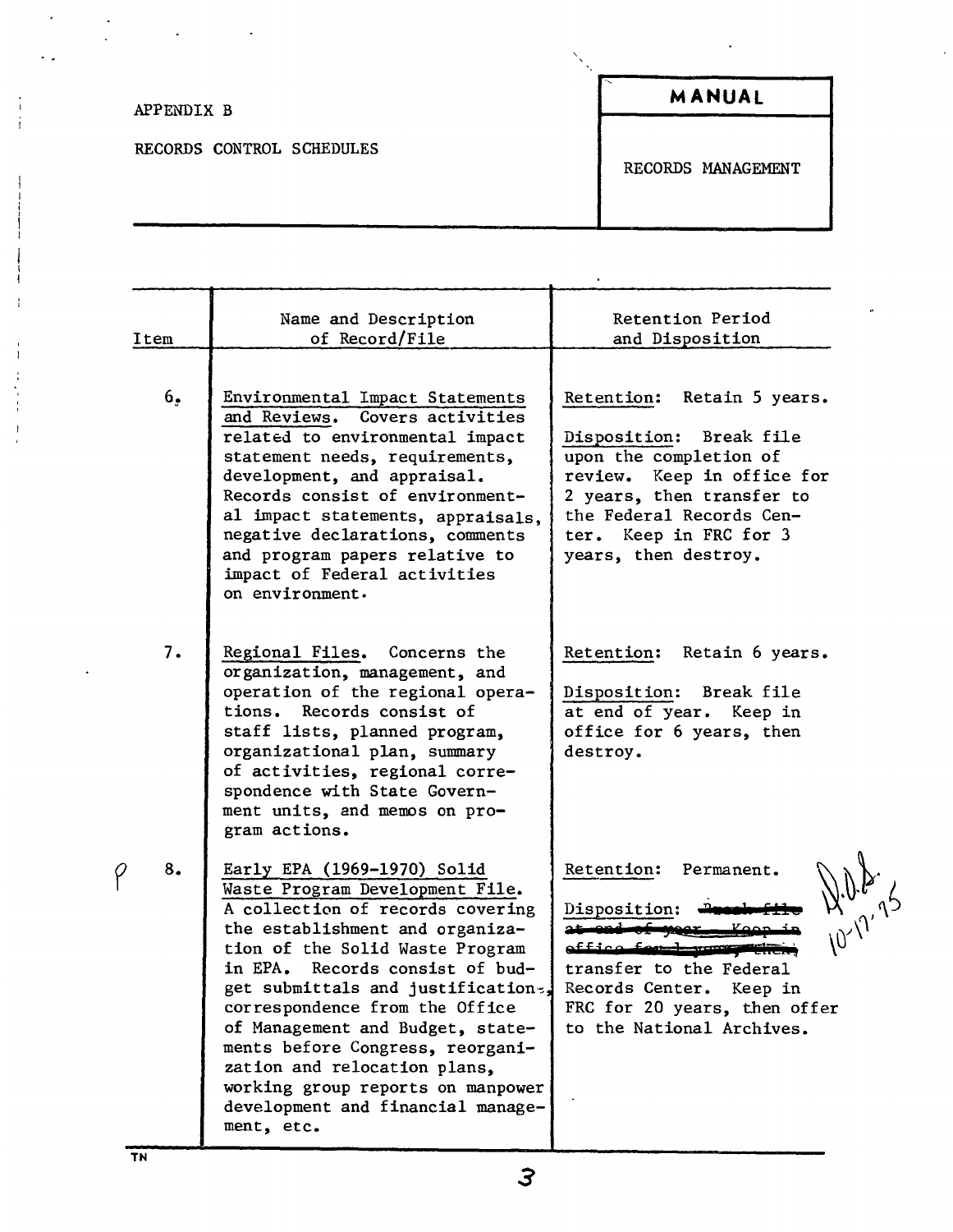APPENDIX B

RECORDS CONTROL SCHEDULES

**MANUAL**

RECORDS MANAGEMENT

| Item | Name and Description of Record/File | Retention Period and Disposition |
|---|---|---|
| 6. | Environmental Impact Statements and Reviews. Covers activities related to environmental impact statement needs, requirements, development, and appraisal. Records consist of environmental impact statements, appraisals, negative declarations, comments and program papers relative to impact of Federal activities on environment. | Retention: Retain 5 years.<br><br>Disposition: Break file upon the completion of review. Keep in office for 2 years, then transfer to the Federal Records Center. Keep in FRC for 3 years, then destroy. |
| 7. | Regional Files. Concerns the organization, management, and operation of the regional operations. Records consist of staff lists, planned program, organizational plan, summary of activities, regional correspondence with State Government units, and memos on program actions. | Retention: Retain 6 years.<br><br>Disposition: Break file at end of year. Keep in office for 6 years, then destroy. |
| P 8. | Early EPA (1969-1970) Solid Waste Program Development File. A collection of records covering the establishment and organization of the Solid Waste Program in EPA. Records consist of budget submittals and justifications, correspondence from the Office of Management and Budget, statements before Congress, reorganization and relocation plans, working group reports on manpower development and financial management, etc. | Retention: Permanent.<br><br>Disposition: ~~Break file at end of year. Keep in office for 1 year, then~~ transfer to the Federal Records Center. Keep in FRC for 20 years, then offer to the National Archives.<br><br>D.O.S. 10-17-75 |

TN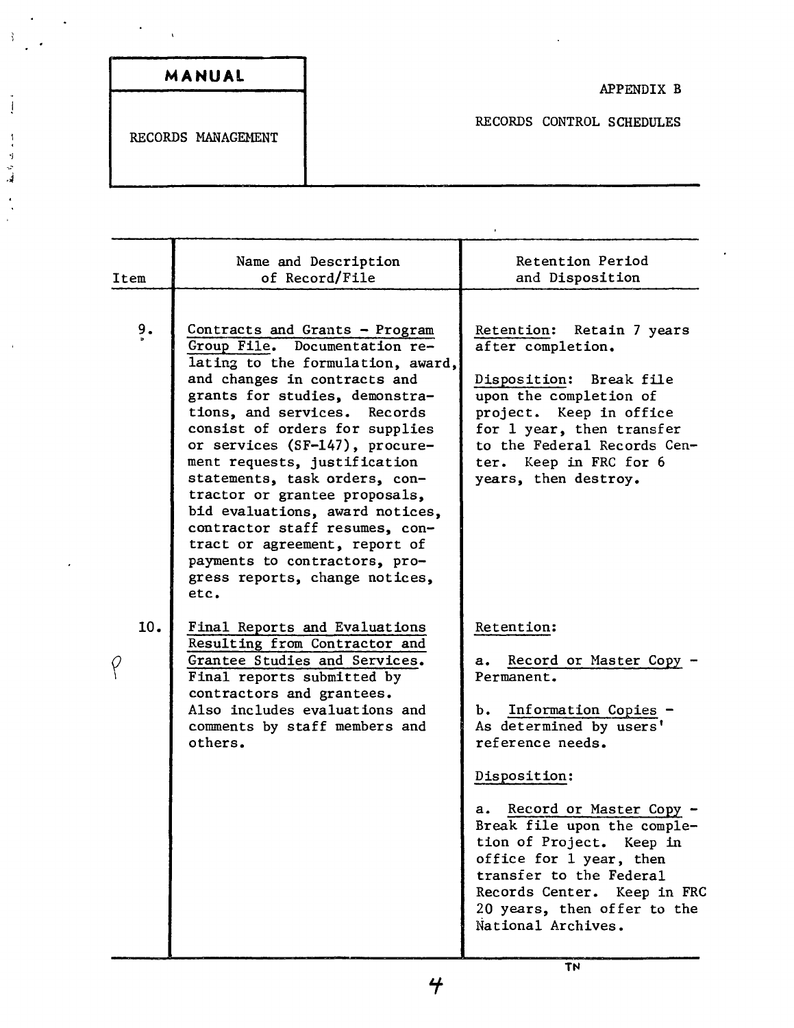| MANUAL | APPENDIX B |
|---|---|
| RECORDS MANAGEMENT | RECORDS CONTROL SCHEDULES |

| Item | Name and Description of Record/File | Retention Period and Disposition |
|---|---|---|
| 9. | Contracts and Grants - Program Group File. Documentation relating to the formulation, award, and changes in contracts and grants for studies, demonstrations, and services. Records consist of orders for supplies or services (SF-147), procurement requests, justification statements, task orders, contractor or grantee proposals, bid evaluations, award notices, contractor staff resumes, contract or agreement, report of payments to contractors, progress reports, change notices, etc. | Retention: Retain 7 years after completion.<br><br>Disposition: Break file upon the completion of project. Keep in office for 1 year, then transfer to the Federal Records Center. Keep in FRC for 6 years, then destroy. |
| 10. | Final Reports and Evaluations Resulting from Contractor and Grantee Studies and Services. Final reports submitted by contractors and grantees. Also includes evaluations and comments by staff members and others. | Retention:<br><br>a. Record or Master Copy - Permanent.<br><br>b. Information Copies - As determined by users' reference needs.<br><br>Disposition:<br><br>a. Record or Master Copy - Break file upon the completion of Project. Keep in office for 1 year, then transfer to the Federal Records Center. Keep in FRC 20 years, then offer to the National Archives. |

TN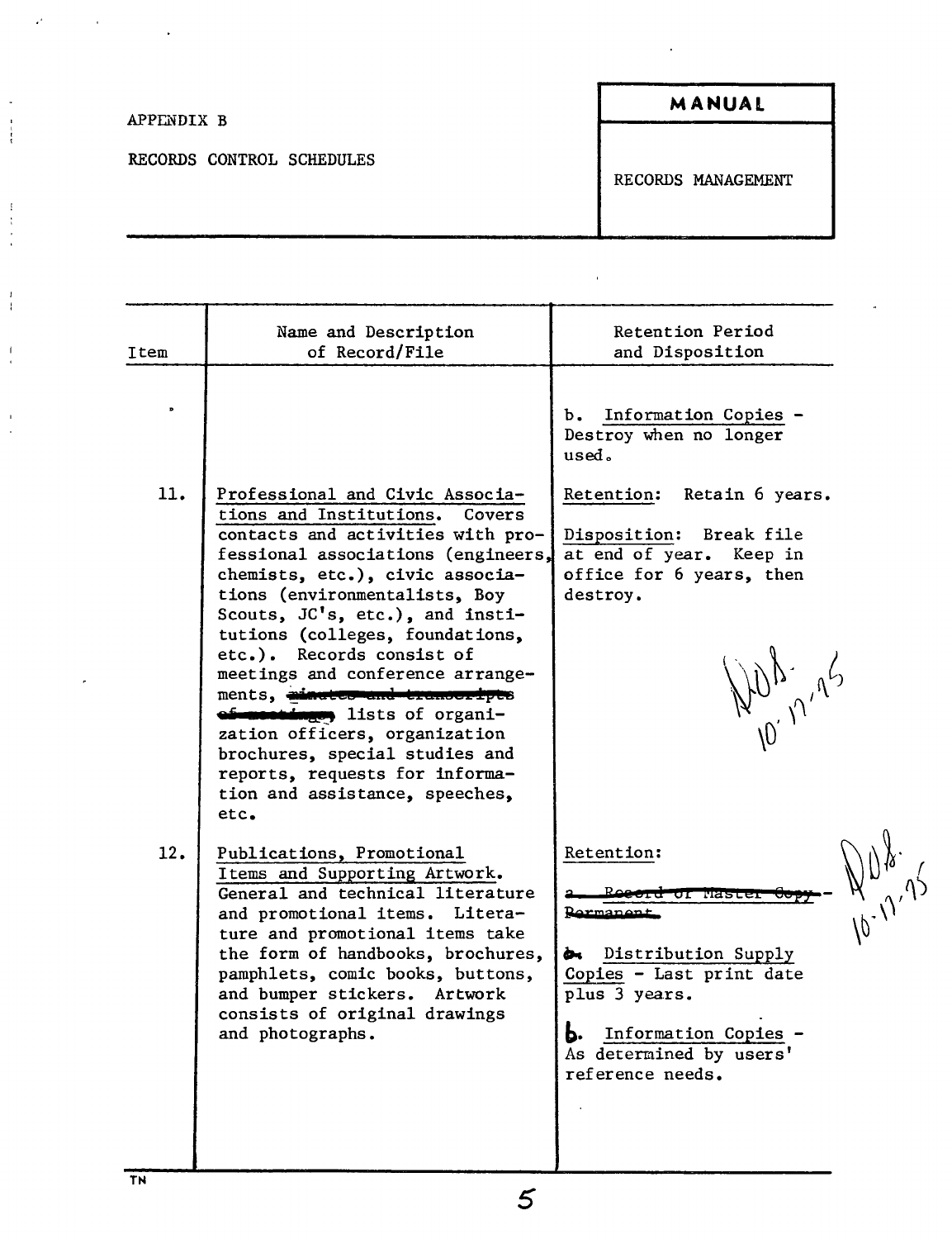APPENDIX B

RECORDS CONTROL SCHEDULES

**MANUAL**

RECORDS MANAGEMENT

| Item | Name and Description of Record/File | Retention Period and Disposition |
|---|---|---|
| | | b. Information Copies - Destroy when no longer used. |
| 11. | Professional and Civic Associations and Institutions. Covers contacts and activities with professional associations (engineers, chemists, etc.), civic associations (environmentalists, Boy Scouts, JC's, etc.), and institutions (colleges, foundations, etc.). Records consist of meetings and conference arrangements, ~~minutes and transcripts of meetings,~~ lists of organization officers, organization brochures, special studies and reports, requests for information and assistance, speeches, etc. | Retention: Retain 6 years.<br><br>Disposition: Break file at end of year. Keep in office for 6 years, then destroy.<br><br>NOB. 10.17.95 |
| 12. | Publications, Promotional Items and Supporting Artwork. General and technical literature and promotional items. Literature and promotional items take the form of handbooks, brochures, pamphlets, comic books, buttons, and bumper stickers. Artwork consists of original drawings and photographs. | Retention:<br><br>~~a. Record or Master Copy - Permanent.~~<br><br>~~b.~~ a. Distribution Supply Copies - Last print date plus 3 years.<br><br>b. Information Copies - As determined by users' reference needs.<br><br>NOB. 10.17.95 |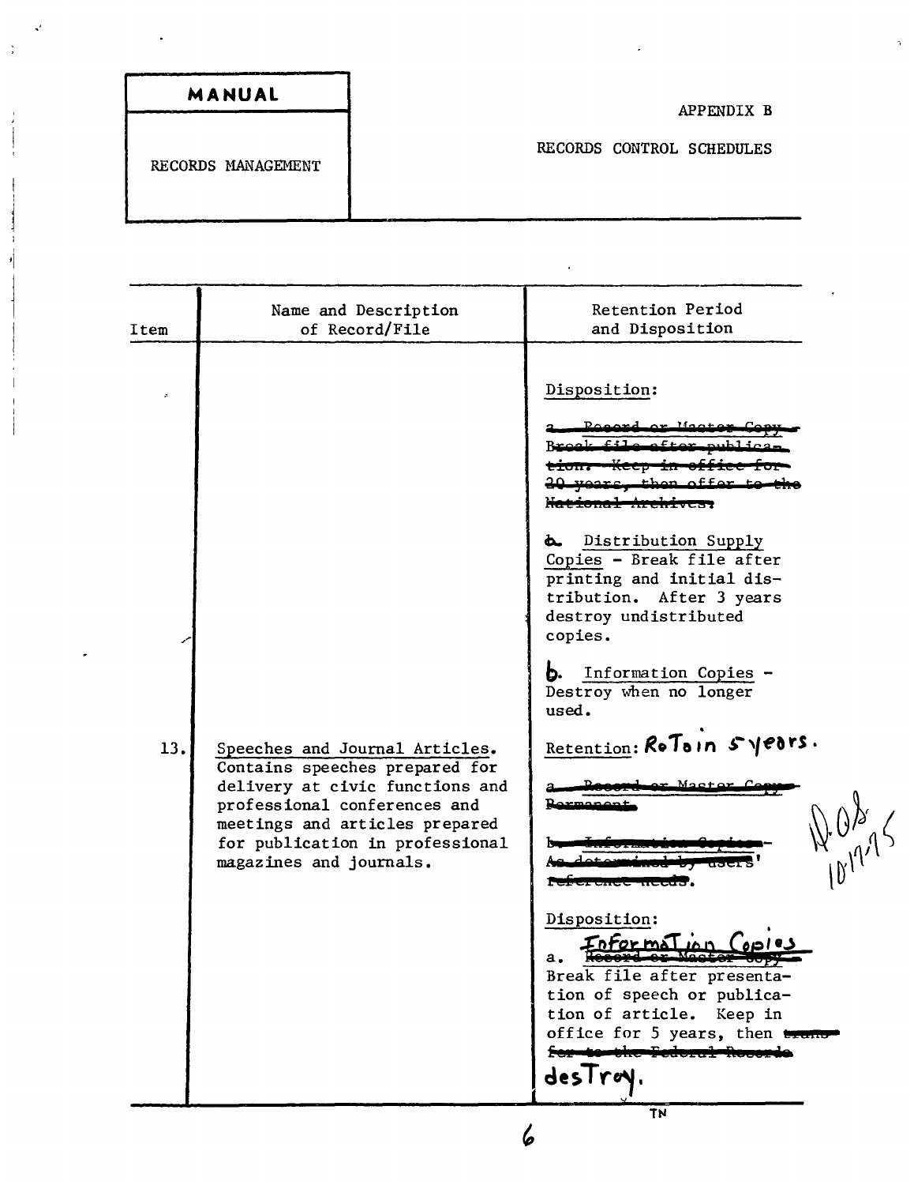| MANUAL | APPENDIX B |
| --- | --- |
| RECORDS MANAGEMENT | RECORDS CONTROL SCHEDULES |

| Item | Name and Description of Record/File | Retention Period and Disposition |
| --- | --- | --- |
| | | Disposition:<br><br>~~a. Record or Master Copy - Break file after publication. Keep in office for 20 years, then offer to the National Archives.~~<br><br>a. Distribution Supply Copies - Break file after printing and initial distribution. After 3 years destroy undistributed copies.<br><br>b. Information Copies - Destroy when no longer used. |
| 13. | Speeches and Journal Articles. Contains speeches prepared for delivery at civic functions and professional conferences and meetings and articles prepared for publication in professional magazines and journals. | Retention: Retain 5 years.<br><br>~~a. Record or Master Copy - Permanent.~~<br><br>~~b. Information Copies - As determined by users' reference needs.~~<br><br>Disposition:<br><br>a. ~~Record or Master Copy~~ Information Copies<br>Break file after presentation of speech or publication of article. Keep in office for 5 years, then ~~transfer to the Federal Records~~ destroy. |

N.O.S. 10-17-75

TN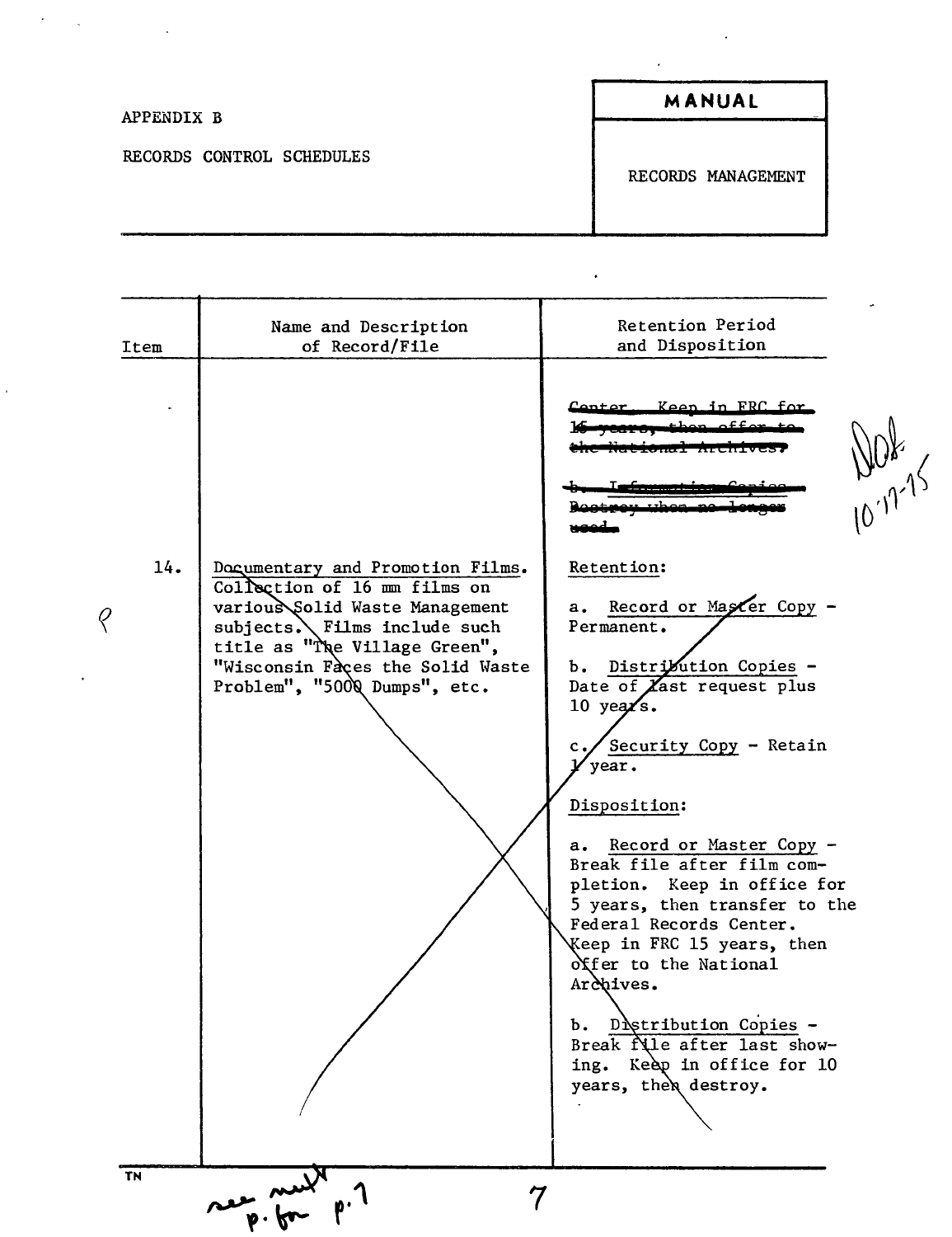APPENDIX B

RECORDS CONTROL SCHEDULES

| MANUAL |
|---|
| RECORDS MANAGEMENT |

| Item | Name and Description of Record/File | Retention Period and Disposition |
|---|---|---|
| | | ~~Center. Keep in FRC for 15 years, then offer to the National Archives.~~<br><br>~~b. Information Copies - Destroy when no longer used.~~ |
| 14. | Documentary and Promotion Films. Collection of 16 mm films on various Solid Waste Management subjects. Films include such title as "The Village Green", "Wisconsin Faces the Solid Waste Problem", "5000 Dumps", etc. | Retention:<br><br>a. Record or Master Copy - Permanent.<br><br>b. Distribution Copies - Date of last request plus 10 years.<br><br>c. Security Copy - Retain 1 year.<br><br>Disposition:<br><br>a. Record or Master Copy - Break file after film completion. Keep in office for 5 years, then transfer to the Federal Records Center. Keep in FRC 15 years, then offer to the National Archives.<br><br>b. Distribution Copies - Break file after last showing. Keep in office for 10 years, then destroy. |

DOF 10-17-75

see next p. for p. 7

TN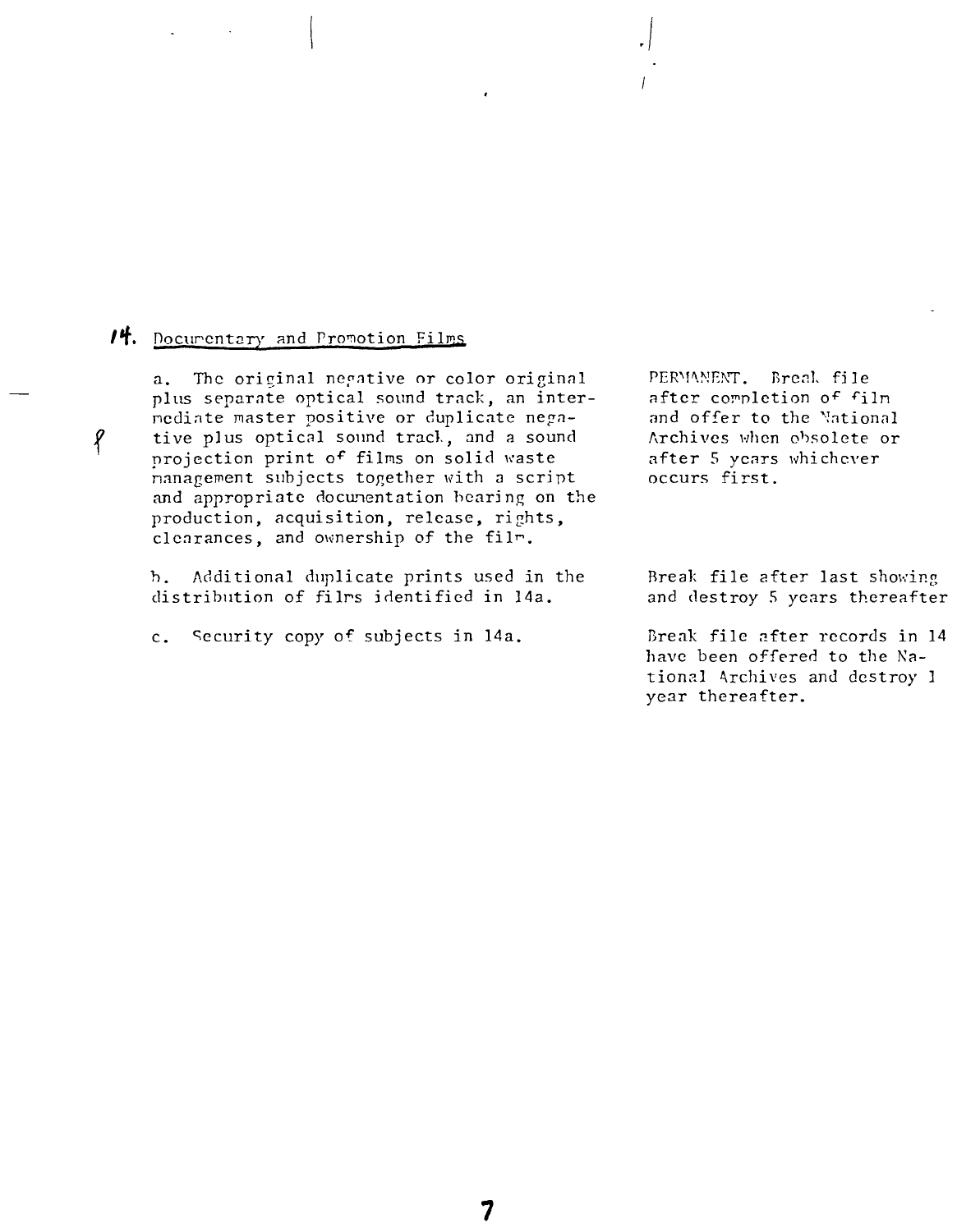## 14. Documentary and Promotion Films

| | |
|---|---|
| a. The original negative or color original plus separate optical sound track, an intermediate master positive or duplicate negative plus optical sound track, and a sound projection print of films on solid waste management subjects together with a script and appropriate documentation bearing on the production, acquisition, release, rights, clearances, and ownership of the film. | PERMANENT. Break file after completion of film and offer to the National Archives when obsolete or after 5 years whichever occurs first. |
| b. Additional duplicate prints used in the distribution of films identified in 14a. | Break file after last showing and destroy 5 years thereafter |
| c. Security copy of subjects in 14a. | Break file after records in 14 have been offered to the National Archives and destroy 1 year thereafter. |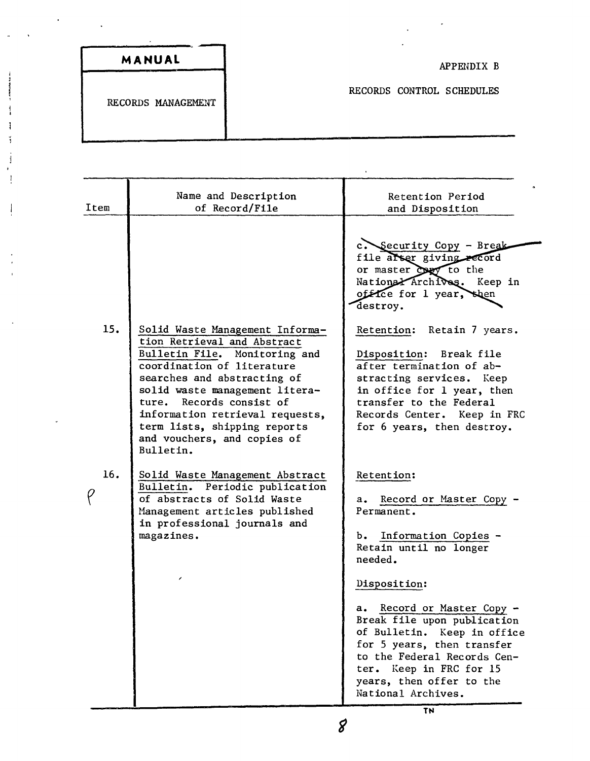MANUAL

RECORDS MANAGEMENT

APPENDIX B

RECORDS CONTROL SCHEDULES

| Item | Name and Description of Record/File | Retention Period and Disposition |
| --- | --- | --- |
| | | ~~c. Security Copy - Break file after giving record or master copy to the National Archives. Keep in office for 1 year, then destroy.~~ |
| 15. | Solid Waste Management Information Retrieval and Abstract Bulletin File. Monitoring and coordination of literature searches and abstracting of solid waste management literature. Records consist of information retrieval requests, term lists, shipping reports and vouchers, and copies of Bulletin. | Retention: Retain 7 years.<br><br>Disposition: Break file after termination of abstracting services. Keep in office for 1 year, then transfer to the Federal Records Center. Keep in FRC for 6 years, then destroy. |
| 16. P | Solid Waste Management Abstract Bulletin. Periodic publication of abstracts of Solid Waste Management articles published in professional journals and magazines. | Retention:<br><br>a. Record or Master Copy - Permanent.<br><br>b. Information Copies - Retain until no longer needed.<br><br>Disposition:<br><br>a. Record or Master Copy - Break file upon publication of Bulletin. Keep in office for 5 years, then transfer to the Federal Records Center. Keep in FRC for 15 years, then offer to the National Archives. |

TN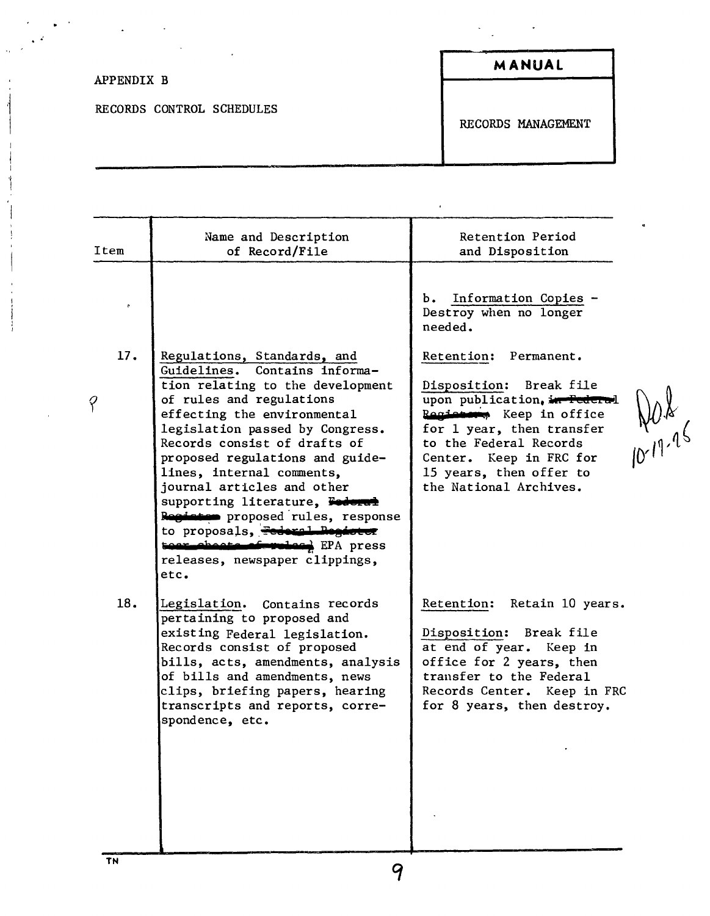APPENDIX B

RECORDS CONTROL SCHEDULES

**MANUAL**

RECORDS MANAGEMENT

| Item | Name and Description of Record/File | Retention Period and Disposition |
|---|---|---|
| | | b. Information Copies - Destroy when no longer needed. |
| 17. | Regulations, Standards, and Guidelines. Contains information relating to the development of rules and regulations effecting the environmental legislation passed by Congress. Records consist of drafts of proposed regulations and guidelines, internal comments, journal articles and other supporting literature, proposed rules, response to proposals, EPA press releases, newspaper clippings, etc. | Retention: Permanent. Disposition: Break file upon publication, Keep in office for 1 year, then transfer to the Federal Records Center. Keep in FRC for 15 years, then offer to the National Archives. |
| 18. | Legislation. Contains records pertaining to proposed and existing Federal legislation. Records consist of proposed bills, acts, amendments, analysis of bills and amendments, news clips, briefing papers, hearing transcripts and reports, correspondence, etc. | Retention: Retain 10 years. Disposition: Break file at end of year. Keep in office for 2 years, then transfer to the Federal Records Center. Keep in FRC for 8 years, then destroy. |

TN